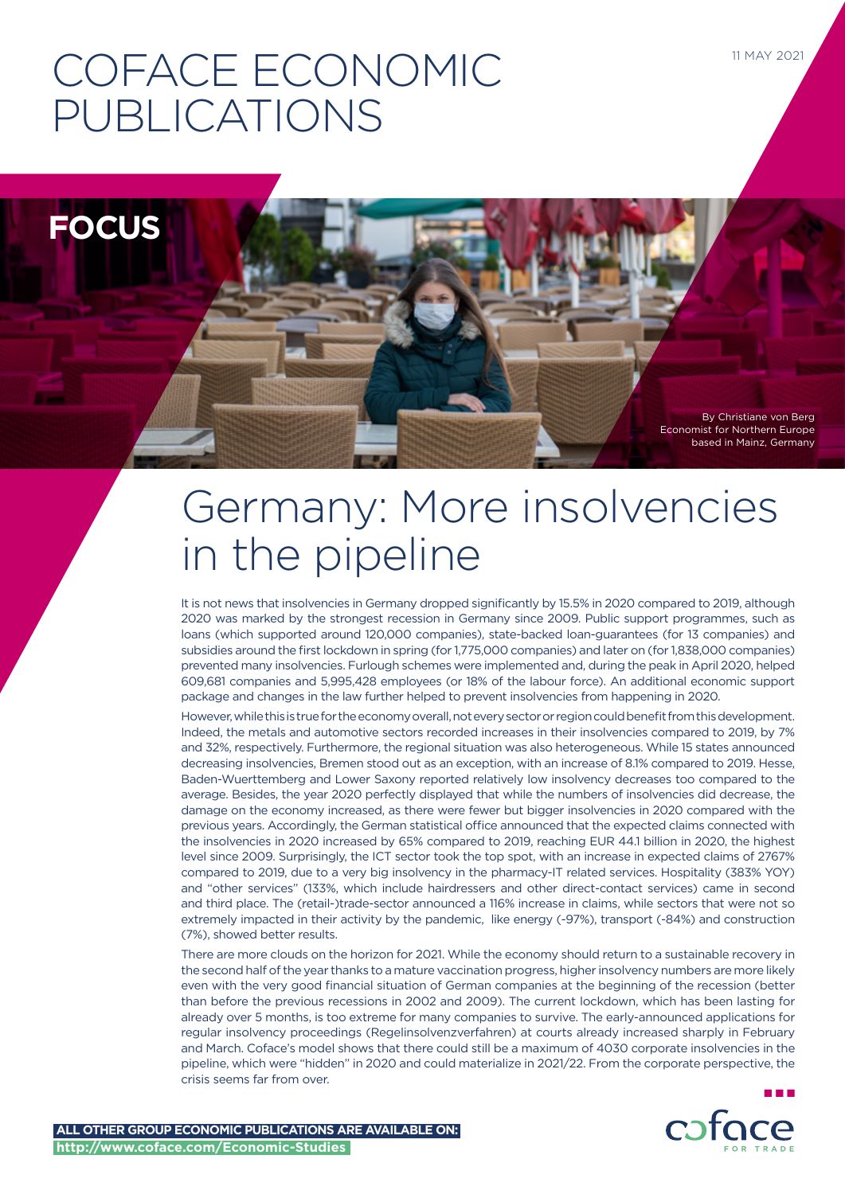11 MAY 2021

# COFACE ECONOMIC PUBLICATIONS

**FOCUS**

By Christiane von Berg
Economist for Northern Europe
based in Mainz, Germany

# Germany: More insolvencies in the pipeline

It is not news that insolvencies in Germany dropped significantly by 15.5% in 2020 compared to 2019, although 2020 was marked by the strongest recession in Germany since 2009. Public support programmes, such as loans (which supported around 120,000 companies), state-backed loan-guarantees (for 13 companies) and subsidies around the first lockdown in spring (for 1,775,000 companies) and later on (for 1,838,000 companies) prevented many insolvencies. Furlough schemes were implemented and, during the peak in April 2020, helped 609,681 companies and 5,995,428 employees (or 18% of the labour force). An additional economic support package and changes in the law further helped to prevent insolvencies from happening in 2020.

However, while this is true for the economy overall, not every sector or region could benefit from this development. Indeed, the metals and automotive sectors recorded increases in their insolvencies compared to 2019, by 7% and 32%, respectively. Furthermore, the regional situation was also heterogeneous. While 15 states announced decreasing insolvencies, Bremen stood out as an exception, with an increase of 8.1% compared to 2019. Hesse, Baden-Wuerttemberg and Lower Saxony reported relatively low insolvency decreases too compared to the average. Besides, the year 2020 perfectly displayed that while the numbers of insolvencies did decrease, the damage on the economy increased, as there were fewer but bigger insolvencies in 2020 compared with the previous years. Accordingly, the German statistical office announced that the expected claims connected with the insolvencies in 2020 increased by 65% compared to 2019, reaching EUR 44.1 billion in 2020, the highest level since 2009. Surprisingly, the ICT sector took the top spot, with an increase in expected claims of 2767% compared to 2019, due to a very big insolvency in the pharmacy-IT related services. Hospitality (383% YOY) and "other services" (133%, which include hairdressers and other direct-contact services) came in second and third place. The (retail-)trade-sector announced a 116% increase in claims, while sectors that were not so extremely impacted in their activity by the pandemic, like energy (-97%), transport (-84%) and construction (7%), showed better results.

There are more clouds on the horizon for 2021. While the economy should return to a sustainable recovery in the second half of the year thanks to a mature vaccination progress, higher insolvency numbers are more likely even with the very good financial situation of German companies at the beginning of the recession (better than before the previous recessions in 2002 and 2009). The current lockdown, which has been lasting for already over 5 months, is too extreme for many companies to survive. The early-announced applications for regular insolvency proceedings (Regelinsolvenzverfahren) at courts already increased sharply in February and March. Coface's model shows that there could still be a maximum of 4030 corporate insolvencies in the pipeline, which were "hidden" in 2020 and could materialize in 2021/22. From the corporate perspective, the crisis seems far from over.

**ALL OTHER GROUP ECONOMIC PUBLICATIONS ARE AVAILABLE ON:**
**http://www.coface.com/Economic-Studies**

coface FOR TRADE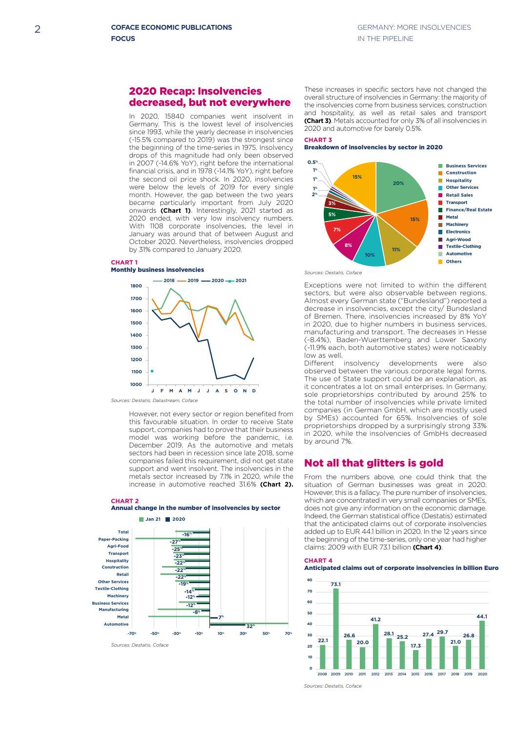## 2020 Recap: Insolvencies decreased, but not everywhere

In 2020, 15840 companies went insolvent in Germany. This is the lowest level of insolvencies since 1993, while the yearly decrease in insolvencies (-15.5% compared to 2019) was the strongest since the beginning of the time-series in 1975. Insolvency drops of this magnitude had only been observed in 2007 (-14.6% YoY), right before the international financial crisis, and in 1978 (-14.1% YoY), right before the second oil price shock. In 2020, insolvencies were below the levels of 2019 for every single month. However, the gap between the two years became particularly important from July 2020 onwards **(Chart 1)**. Interestingly, 2021 started as 2020 ended, with very low insolvency numbers. With 1108 corporate insolvencies, the level in January was around that of between August and October 2020. Nevertheless, insolvencies dropped by 31% compared to January 2020.

**CHART 1**
**Monthly business insolvencies**

Sources: Destatis, Datastream, Coface

However, not every sector or region benefited from this favourable situation. In order to receive State support, companies had to prove that their business model was working before the pandemic, i.e. December 2019. As the automotive and metals sectors had been in recession since late 2018, some companies failed this requirement, did not get state support and went insolvent. The insolvencies in the metals sector increased by 7.1% in 2020, while the increase in automotive reached 31.6% **(Chart 2).**

**CHART 2**
**Annual change in the number of insolvencies by sector**

Sources: Destatis, Coface

These increases in specific sectors have not changed the overall structure of insolvencies in Germany: the majority of the insolvencies come from business services, construction and hospitality, as well as retail sales and transport **(Chart 3)**. Metals accounted for only 3% of all insolvencies in 2020 and automotive for barely 0.5%.

**CHART 3**
**Breakdown of insolvencies by sector in 2020**

Sources: Destatis, Coface

Exceptions were not limited to within the different sectors, but were also observable between regions. Almost every German state ("Bundesland") reported a decrease in insolvencies, except the city/ Bundesland of Bremen. There, insolvencies increased by 8% YoY in 2020, due to higher numbers in business services, manufacturing and transport. The decreases in Hesse (-8.4%), Baden-Wuerttemberg and Lower Saxony (-11.9% each, both automotive states) were noticeably low as well.

Different insolvency developments were also observed between the various corporate legal forms. The use of State support could be an explanation, as it concentrates a lot on small enterprises. In Germany, sole proprietorships contributed by around 25% to the total number of insolvencies while private limited companies (in German GmbH, which are mostly used by SMEs) accounted for 65%. Insolvencies of sole proprietorships dropped by a surprisingly strong 33% in 2020, while the insolvencies of GmbHs decreased by around 7%.

## Not all that glitters is gold

From the numbers above, one could think that the situation of German businesses was great in 2020. However, this is a fallacy. The pure number of insolvencies, which are concentrated in very small companies or SMEs, does not give any information on the economic damage. Indeed, the German statistical office (Destatis) estimated that the anticipated claims out of corporate insolvencies added up to EUR 44.1 billion in 2020. In the 12 years since the beginning of the time-series, only one year had higher claims: 2009 with EUR 73.1 billion **(Chart 4)**.

**CHART 4**
**Anticipated claims out of corporate insolvencies in billion Euro**

Sources: Destatis, Coface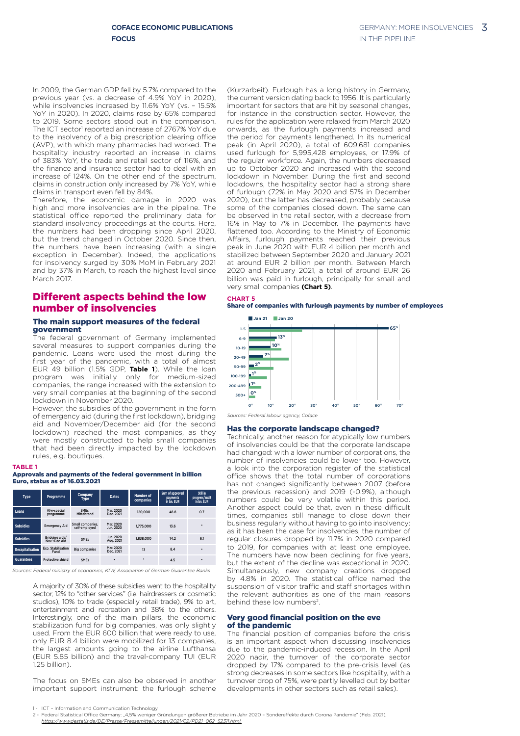In 2009, the German GDP fell by 5.7% compared to the previous year (vs. a decrease of 4.9% YoY in 2020), while insolvencies increased by 11.6% YoY (vs. – 15.5% YoY in 2020). In 2020, claims rose by 65% compared to 2019. Some sectors stood out in the comparison. The ICT sector[1] reported an increase of 2767% YoY due to the insolvency of a big prescription clearing office (AVP), with which many pharmacies had worked. The hospitality industry reported an increase in claims of 383% YoY, the trade and retail sector of 116%, and the finance and insurance sector had to deal with an increase of 124%. On the other end of the spectrum, claims in construction only increased by 7% YoY, while claims in transport even fell by 84%.

Therefore, the economic damage in 2020 was high and more insolvencies are in the pipeline. The statistical office reported the preliminary data for standard insolvency proceedings at the courts. Here, the numbers had been dropping since April 2020, but the trend changed in October 2020. Since then, the numbers have been increasing (with a single exception in December). Indeed, the applications for insolvency surged by 30% MoM in February 2021 and by 37% in March, to reach the highest level since March 2017.

## Different aspects behind the low number of insolvencies

### The main support measures of the federal government

The federal government of Germany implemented several measures to support companies during the pandemic. Loans were used the most during the first year of the pandemic, with a total of almost EUR 49 billion (1.5% GDP, **Table 1**). While the loan program was initially only for medium-sized companies, the range increased with the extension to very small companies at the beginning of the second lockdown in November 2020.

However, the subsidies of the government in the form of emergency aid (during the first lockdown), bridging aid and November/December aid (for the second lockdown) reached the most companies, as they were mostly constructed to help small companies that had been directly impacted by the lockdown rules, e.g. boutiques.

**TABLE 1**
**Approvals and payments of the federal government in billion Euro, status as of 16.03.2021**

| Type | Programme | Company Type | Dates | Number of companies | Sum of approved payments in bn. EUR | Still in progress/audit in bn. EUR |
|---|---|---|---|---|---|---|
| Loans | Kfw-special programme | SMEs, Mittelstand | Mar. 2020 Dec. 2021 | 120,000 | 48.8 | 0.7 |
| Subsidies | Emergency Aid | Small companies, self-employed | Mar. 2020 Jun. 2020 | 1,775,000 | 13.6 | • |
| Subsidies | Bridging aids/ Nov.+Dec Aid | SMEs | Jun. 2020 Aug. 2021 | 1,838,000 | 14.2 | 6.1 |
| Recapitalisation | Eco. Stabilisation Fund | Big companies | Mar. 2020 Dec. 2021 | 13 | 8.4 | • |
| Guarantees | Protective shield | SMEs | • | • | 4.5 | • |

*Sources: Federal ministry of economics, KfW, Association of German Guarantee Banks*

A majority of 30% of these subsidies went to the hospitality sector, 12% to "other services" (i.e. hairdressers or cosmetic studios), 10% to trade (especially retail trade), 9% to art, entertainment and recreation and 38% to the others. Interestingly, one of the main pillars, the economic stabilization fund for big companies, was only slightly used. From the EUR 600 billion that were ready to use, only EUR 8.4 billion were mobilized for 13 companies, the largest amounts going to the airline Lufthansa (EUR 5.85 billion) and the travel-company TUI (EUR 1.25 billion).

The focus on SMEs can also be observed in another important support instrument: the furlough scheme (Kurzarbeit). Furlough has a long history in Germany, the current version dating back to 1956. It is particularly important for sectors that are hit by seasonal changes, for instance in the construction sector. However, the rules for the application were relaxed from March 2020 onwards, as the furlough payments increased and the period for payments lengthened. In its numerical peak (in April 2020), a total of 609,681 companies used furlough for 5,995,428 employees, or 17.9% of the regular workforce. Again, the numbers decreased up to October 2020 and increased with the second lockdown in November. During the first and second lockdowns, the hospitality sector had a strong share of furlough (72% in May 2020 and 57% in December 2020), but the latter has decreased, probably because some of the companies closed down. The same can be observed in the retail sector, with a decrease from 16% in May to 7% in December. The payments have flattened too. According to the Ministry of Economic Affairs, furlough payments reached their previous peak in June 2020 with EUR 4 billion per month and stabilized between September 2020 and January 2021 at around EUR 2 billion per month. Between March 2020 and February 2021, a total of around EUR 26 billion was paid in furlough, principally for small and very small companies **(Chart 5)**.

**CHART 5**
**Share of companies with furlough payments by number of employees**

| Number of employees | Jan 21 |
|---|---|
| 1-5 | 65% |
| 6-9 | 13% |
| 10-19 | 10% |
| 20-49 | 7% |
| 50-99 | 2% |
| 100-199 | 1% |
| 200-499 | 1% |
| 500+ | 0% |

*Sources: Federal labour agency, Coface*

### Has the corporate landscape changed?

Technically, another reason for atypically low numbers of insolvencies could be that the corporate landscape had changed: with a lower number of corporations, the number of insolvencies could be lower too. However, a look into the corporation register of the statistical office shows that the total number of corporations has not changed significantly between 2007 (before the previous recession) and 2019 (-0.9%), although numbers could be very volatile within this period. Another aspect could be that, even in these difficult times, companies still manage to close down their business regularly without having to go into insolvency: as it has been the case for insolvencies, the number of regular closures dropped by 11.7% in 2020 compared to 2019, for companies with at least one employee. The numbers have now been declining for five years, but the extent of the decline was exceptional in 2020. Simultaneously, new company creations dropped by 4.8% in 2020. The statistical office named the suspension of visitor traffic and staff shortages within the relevant authorities as one of the main reasons behind these low numbers[2].

### Very good financial position on the eve of the pandemic

The financial position of companies before the crisis is an important aspect when discussing insolvencies due to the pandemic-induced recession. In the April 2020 nadir, the turnover of the corporate sector dropped by 17% compared to the pre-crisis level (as strong decreases in some sectors like hospitality, with a turnover drop of 75%, were partly levelled out by better developments in other sectors such as retail sales).

1 - ICT – Information and Communication Technology

2 - Federal Statistical Office Germany: „4,5% weniger Gründungen größerer Betriebe im Jahr 2020 – Sondereffekte durch Corona Pandemie" (Feb. 2021), https://www.destatis.de/DE/Presse/Pressemitteilungen/2021/02/PD21_062_52311.html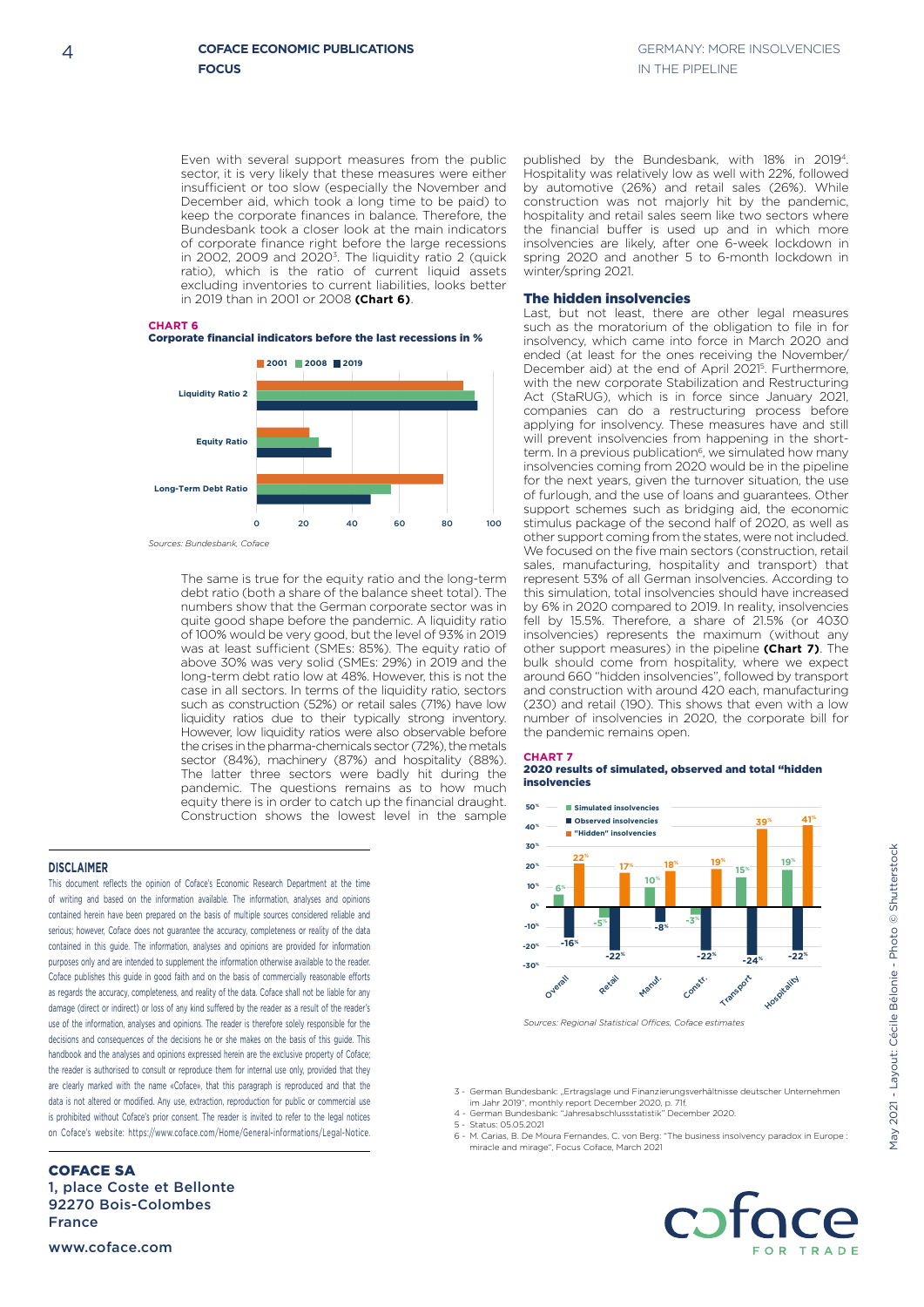Even with several support measures from the public sector, it is very likely that these measures were either insufficient or too slow (especially the November and December aid, which took a long time to be paid) to keep the corporate finances in balance. Therefore, the Bundesbank took a closer look at the main indicators of corporate finance right before the large recessions in 2002, 2009 and 2020[3]. The liquidity ratio 2 (quick ratio), which is the ratio of current liquid assets excluding inventories to current liabilities, looks better in 2019 than in 2001 or 2008 **(Chart 6)**.

**CHART 6**
**Corporate financial indicators before the last recessions in %**

2001 | 2008 | 2019

Liquidity Ratio 2

Equity Ratio

Long-Term Debt Ratio

0 20 40 60 80 100

*Sources: Bundesbank, Coface*

The same is true for the equity ratio and the long-term debt ratio (both a share of the balance sheet total). The numbers show that the German corporate sector was in quite good shape before the pandemic. A liquidity ratio of 100% would be very good, but the level of 93% in 2019 was at least sufficient (SMEs: 85%). The equity ratio of above 30% was very solid (SMEs: 29%) in 2019 and the long-term debt ratio low at 48%. However, this is not the case in all sectors. In terms of the liquidity ratio, sectors such as construction (52%) or retail sales (71%) have low liquidity ratios due to their typically strong inventory. However, low liquidity ratios were also observable before the crises in the pharma-chemicals sector (72%), the metals sector (84%), machinery (87%) and hospitality (88%). The latter three sectors were badly hit during the pandemic. The questions remains as to how much equity there is in order to catch up the financial draught. Construction shows the lowest level in the sample published by the Bundesbank, with 18% in 2019[4]. Hospitality was relatively low as well with 22%, followed by automotive (26%) and retail sales (26%). While construction was not majorly hit by the pandemic, hospitality and retail sales seem like two sectors where the financial buffer is used up and in which more insolvencies are likely, after one 6-week lockdown in spring 2020 and another 5 to 6-month lockdown in winter/spring 2021.

## The hidden insolvencies

Last, but not least, there are other legal measures such as the moratorium of the obligation to file in for insolvency, which came into force in March 2020 and ended (at least for the ones receiving the November/ December aid) at the end of April 2021[5]. Furthermore, with the new corporate Stabilization and Restructuring Act (StaRUG), which is in force since January 2021, companies can do a restructuring process before applying for insolvency. These measures have and still will prevent insolvencies from happening in the short-term. In a previous publication[6], we simulated how many insolvencies coming from 2020 would be in the pipeline for the next years, given the turnover situation, the use of furlough, and the use of loans and guarantees. Other support schemes such as bridging aid, the economic stimulus package of the second half of 2020, as well as other support coming from the states, were not included. We focused on the five main sectors (construction, retail sales, manufacturing, hospitality and transport) that represent 53% of all German insolvencies. According to this simulation, total insolvencies should have increased by 6% in 2020 compared to 2019. In reality, insolvencies fell by 15.5%. Therefore, a share of 21.5% (or 4030 insolvencies) represents the maximum (without any other support measures) in the pipeline **(Chart 7)**. The bulk should come from hospitality, where we expect around 660 "hidden insolvencies", followed by transport and construction with around 420 each, manufacturing (230) and retail (190). This shows that even with a low number of insolvencies in 2020, the corporate bill for the pandemic remains open.

**CHART 7**
**2020 results of simulated, observed and total "hidden insolvencies**

Simulated insolvencies | Observed insolvencies | "Hidden" insolvencies

50% 40% 30% 20% 10% 0% -10% -20% -30%

Overall: 6%, -16%, 22%
Retail: -5%, -22%, 17%
Manuf.: 10%, -8%, 18%
Constr.: -3%, -22%, 19%
Transport: 15%, -24%, 39%
Hospitality: 19%, -22%, 41%

*Sources: Regional Statistical Offices, Coface estimates*

3 - German Bundesbank: „Ertragslage und Finanzierungsverhältnisse deutscher Unternehmen im Jahr 2019", monthly report December 2020, p. 71f.
4 - German Bundesbank: "Jahresabschlussstatistik" December 2020.
5 - Status: 05.05.2021
6 - M. Carias, B. De Moura Fernandes, C. von Berg: "The business insolvency paradox in Europe : miracle and mirage", Focus Coface, March 2021

### DISCLAIMER

This document reflects the opinion of Coface's Economic Research Department at the time of writing and based on the information available. The information, analyses and opinions contained herein have been prepared on the basis of multiple sources considered reliable and serious; however, Coface does not guarantee the accuracy, completeness or reality of the data contained in this guide. The information, analyses and opinions are provided for information purposes only and are intended to supplement the information otherwise available to the reader. Coface publishes this guide in good faith and on the basis of commercially reasonable efforts as regards the accuracy, completeness, and reality of the data. Coface shall not be liable for any damage (direct or indirect) or loss of any kind suffered by the reader as a result of the reader's use of the information, analyses and opinions. The reader is therefore solely responsible for the decisions and consequences of the decisions he or she makes on the basis of this guide. This handbook and the analyses and opinions expressed herein are the exclusive property of Coface; the reader is authorised to consult or reproduce them for internal use only, provided that they are clearly marked with the name «Coface», that this paragraph is reproduced and that the data is not altered or modified. Any use, extraction, reproduction for public or commercial use is prohibited without Coface's prior consent. The reader is invited to refer to the legal notices on Coface's website: https://www.coface.com/Home/General-informations/Legal-Notice.

**COFACE SA**
1, place Coste et Bellonte
92270 Bois-Colombes
France

www.coface.com

May 2021 - Layout: Cécile Bélonie - Photo © Shutterstock